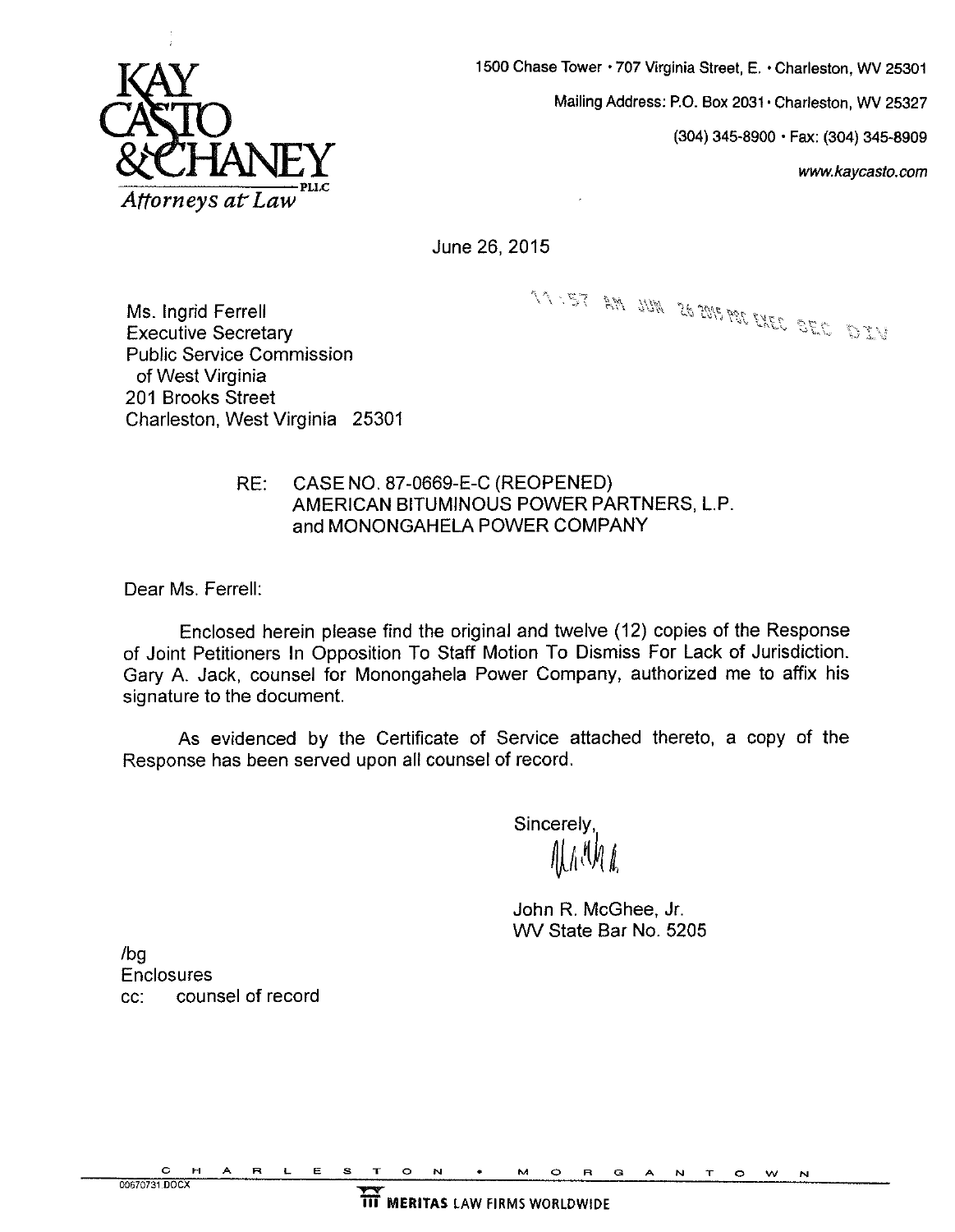**KAY CASTO & CHANEY** PLLC
*Attorneys at Law*

1500 Chase Tower • 707 Virginia Street, E. • Charleston, WV 25301
Mailing Address: P.O. Box 2031 • Charleston, WV 25327
(304) 345-8900 • Fax: (304) 345-8909
www.kaycasto.com

June 26, 2015

11:57 AM JUN 26 2015 PSC EXEC SEC DIV

Ms. Ingrid Ferrell
Executive Secretary
Public Service Commission
of West Virginia
201 Brooks Street
Charleston, West Virginia 25301

RE: CASE NO. 87-0669-E-C (REOPENED)
AMERICAN BITUMINOUS POWER PARTNERS, L.P.
and MONONGAHELA POWER COMPANY

Dear Ms. Ferrell:

Enclosed herein please find the original and twelve (12) copies of the Response of Joint Petitioners In Opposition To Staff Motion To Dismiss For Lack of Jurisdiction. Gary A. Jack, counsel for Monongahela Power Company, authorized me to affix his signature to the document.

As evidenced by the Certificate of Service attached thereto, a copy of the Response has been served upon all counsel of record.

Sincerely,

John R. McGhee, Jr.
WV State Bar No. 5205

/bg
Enclosures
cc: counsel of record

CHARLESTON • MORGANTOWN

00670731.DOCX

MERITAS LAW FIRMS WORLDWIDE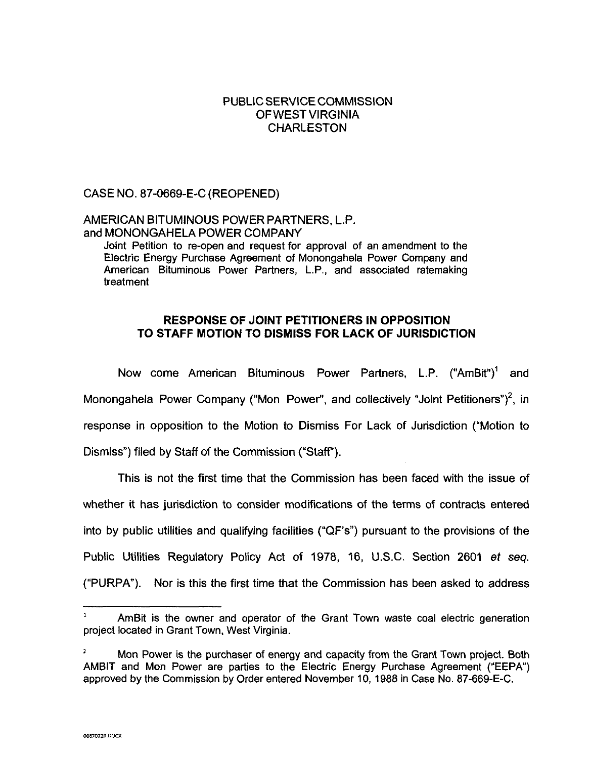PUBLIC SERVICE COMMISSION
OF WEST VIRGINIA
CHARLESTON

CASE NO. 87-0669-E-C (REOPENED)

AMERICAN BITUMINOUS POWER PARTNERS, L.P.
and MONONGAHELA POWER COMPANY

Joint Petition to re-open and request for approval of an amendment to the Electric Energy Purchase Agreement of Monongahela Power Company and American Bituminous Power Partners, L.P., and associated ratemaking treatment

## RESPONSE OF JOINT PETITIONERS IN OPPOSITION TO STAFF MOTION TO DISMISS FOR LACK OF JURISDICTION

Now come American Bituminous Power Partners, L.P. ("AmBit")[1] and Monongahela Power Company ("Mon Power", and collectively "Joint Petitioners")[2], in response in opposition to the Motion to Dismiss For Lack of Jurisdiction ("Motion to Dismiss") filed by Staff of the Commission ("Staff").

This is not the first time that the Commission has been faced with the issue of whether it has jurisdiction to consider modifications of the terms of contracts entered into by public utilities and qualifying facilities ("QF's") pursuant to the provisions of the Public Utilities Regulatory Policy Act of 1978, 16, U.S.C. Section 2601 *et seq.* ("PURPA"). Nor is this the first time that the Commission has been asked to address

---

[1] AmBit is the owner and operator of the Grant Town waste coal electric generation project located in Grant Town, West Virginia.

[2] Mon Power is the purchaser of energy and capacity from the Grant Town project. Both AMBIT and Mon Power are parties to the Electric Energy Purchase Agreement ("EEPA") approved by the Commission by Order entered November 10, 1988 in Case No. 87-669-E-C.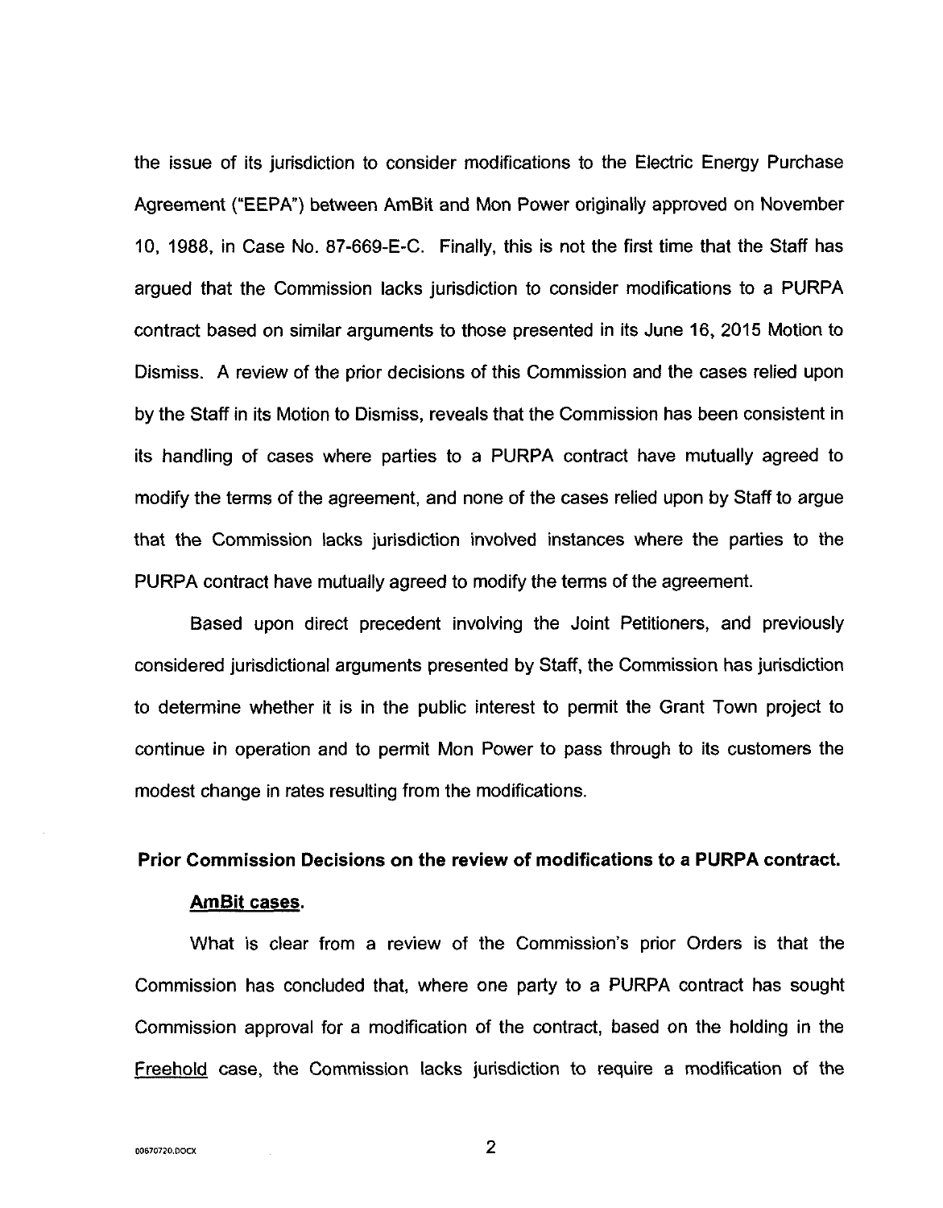the issue of its jurisdiction to consider modifications to the Electric Energy Purchase Agreement ("EEPA") between AmBit and Mon Power originally approved on November 10, 1988, in Case No. 87-669-E-C. Finally, this is not the first time that the Staff has argued that the Commission lacks jurisdiction to consider modifications to a PURPA contract based on similar arguments to those presented in its June 16, 2015 Motion to Dismiss. A review of the prior decisions of this Commission and the cases relied upon by the Staff in its Motion to Dismiss, reveals that the Commission has been consistent in its handling of cases where parties to a PURPA contract have mutually agreed to modify the terms of the agreement, and none of the cases relied upon by Staff to argue that the Commission lacks jurisdiction involved instances where the parties to the PURPA contract have mutually agreed to modify the terms of the agreement.

Based upon direct precedent involving the Joint Petitioners, and previously considered jurisdictional arguments presented by Staff, the Commission has jurisdiction to determine whether it is in the public interest to permit the Grant Town project to continue in operation and to permit Mon Power to pass through to its customers the modest change in rates resulting from the modifications.

**Prior Commission Decisions on the review of modifications to a PURPA contract.**

**AmBit cases.**

What is clear from a review of the Commission's prior Orders is that the Commission has concluded that, where one party to a PURPA contract has sought Commission approval for a modification of the contract, based on the holding in the Freehold case, the Commission lacks jurisdiction to require a modification of the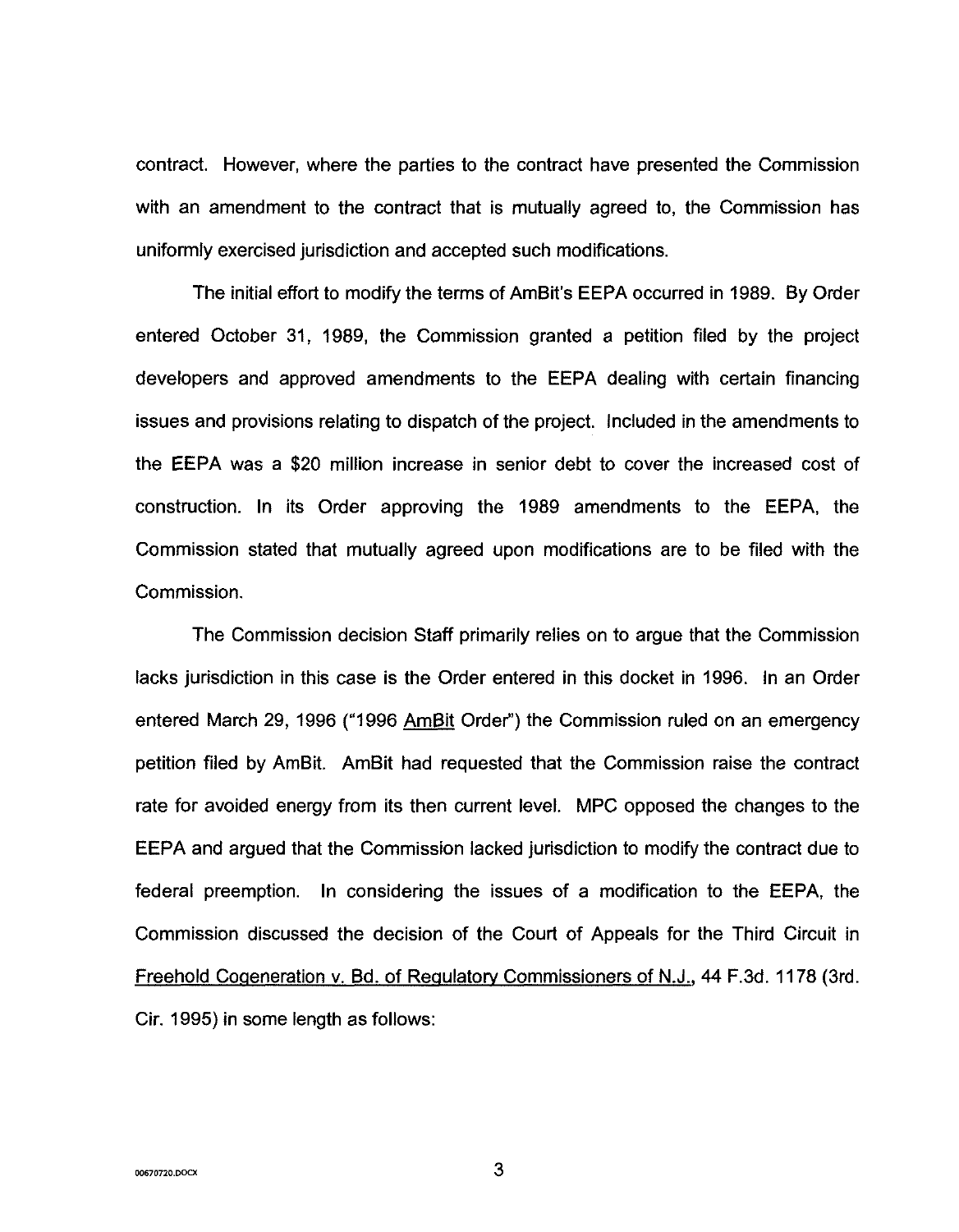contract. However, where the parties to the contract have presented the Commission with an amendment to the contract that is mutually agreed to, the Commission has uniformly exercised jurisdiction and accepted such modifications.

The initial effort to modify the terms of AmBit's EEPA occurred in 1989. By Order entered October 31, 1989, the Commission granted a petition filed by the project developers and approved amendments to the EEPA dealing with certain financing issues and provisions relating to dispatch of the project. Included in the amendments to the EEPA was a $20 million increase in senior debt to cover the increased cost of construction. In its Order approving the 1989 amendments to the EEPA, the Commission stated that mutually agreed upon modifications are to be filed with the Commission.

The Commission decision Staff primarily relies on to argue that the Commission lacks jurisdiction in this case is the Order entered in this docket in 1996. In an Order entered March 29, 1996 ("1996 AmBit Order") the Commission ruled on an emergency petition filed by AmBit. AmBit had requested that the Commission raise the contract rate for avoided energy from its then current level. MPC opposed the changes to the EEPA and argued that the Commission lacked jurisdiction to modify the contract due to federal preemption. In considering the issues of a modification to the EEPA, the Commission discussed the decision of the Court of Appeals for the Third Circuit in Freehold Cogeneration v. Bd. of Regulatory Commissioners of N.J., 44 F.3d. 1178 (3rd. Cir. 1995) in some length as follows: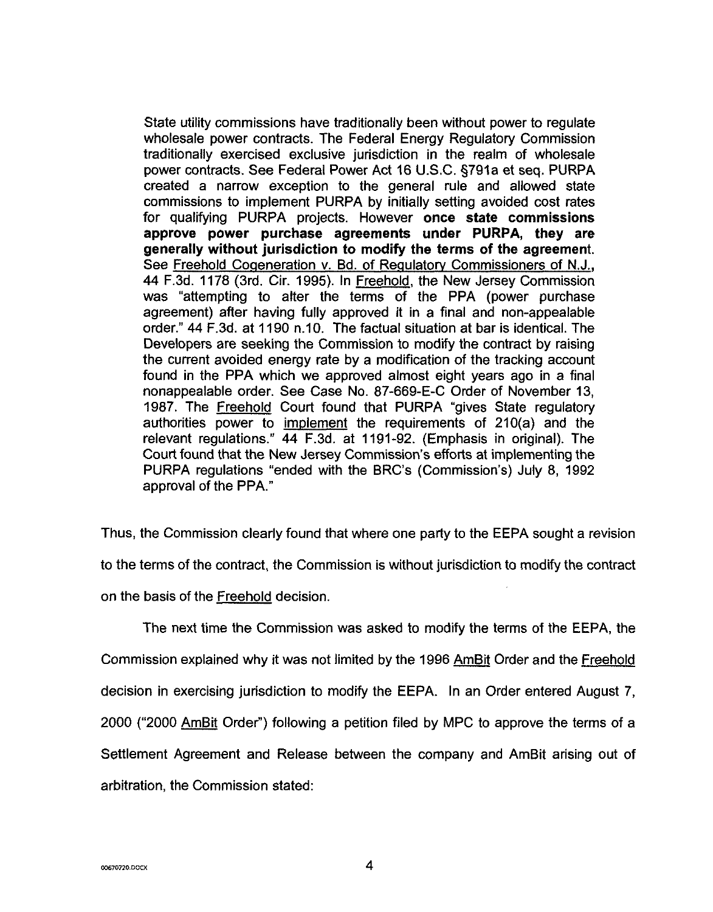> State utility commissions have traditionally been without power to regulate wholesale power contracts. The Federal Energy Regulatory Commission traditionally exercised exclusive jurisdiction in the realm of wholesale power contracts. See Federal Power Act 16 U.S.C. §791a et seq. PURPA created a narrow exception to the general rule and allowed state commissions to implement PURPA by initially setting avoided cost rates for qualifying PURPA projects. However **once state commissions approve power purchase agreements under PURPA, they are generally without jurisdiction to modify the terms of the agreement**. See Freehold Cogeneration v. Bd. of Regulatory Commissioners of N.J., 44 F.3d. 1178 (3rd. Cir. 1995). In Freehold, the New Jersey Commission was "attempting to alter the terms of the PPA (power purchase agreement) after having fully approved it in a final and non-appealable order." 44 F.3d. at 1190 n.10. The factual situation at bar is identical. The Developers are seeking the Commission to modify the contract by raising the current avoided energy rate by a modification of the tracking account found in the PPA which we approved almost eight years ago in a final nonappealable order. See Case No. 87-669-E-C Order of November 13, 1987. The Freehold Court found that PURPA "gives State regulatory authorities power to implement the requirements of 210(a) and the relevant regulations." 44 F.3d. at 1191-92. (Emphasis in original). The Court found that the New Jersey Commission's efforts at implementing the PURPA regulations "ended with the BRC's (Commission's) July 8, 1992 approval of the PPA."

Thus, the Commission clearly found that where one party to the EEPA sought a revision to the terms of the contract, the Commission is without jurisdiction to modify the contract on the basis of the Freehold decision.

The next time the Commission was asked to modify the terms of the EEPA, the Commission explained why it was not limited by the 1996 AmBit Order and the Freehold decision in exercising jurisdiction to modify the EEPA. In an Order entered August 7, 2000 ("2000 AmBit Order") following a petition filed by MPC to approve the terms of a Settlement Agreement and Release between the company and AmBit arising out of arbitration, the Commission stated: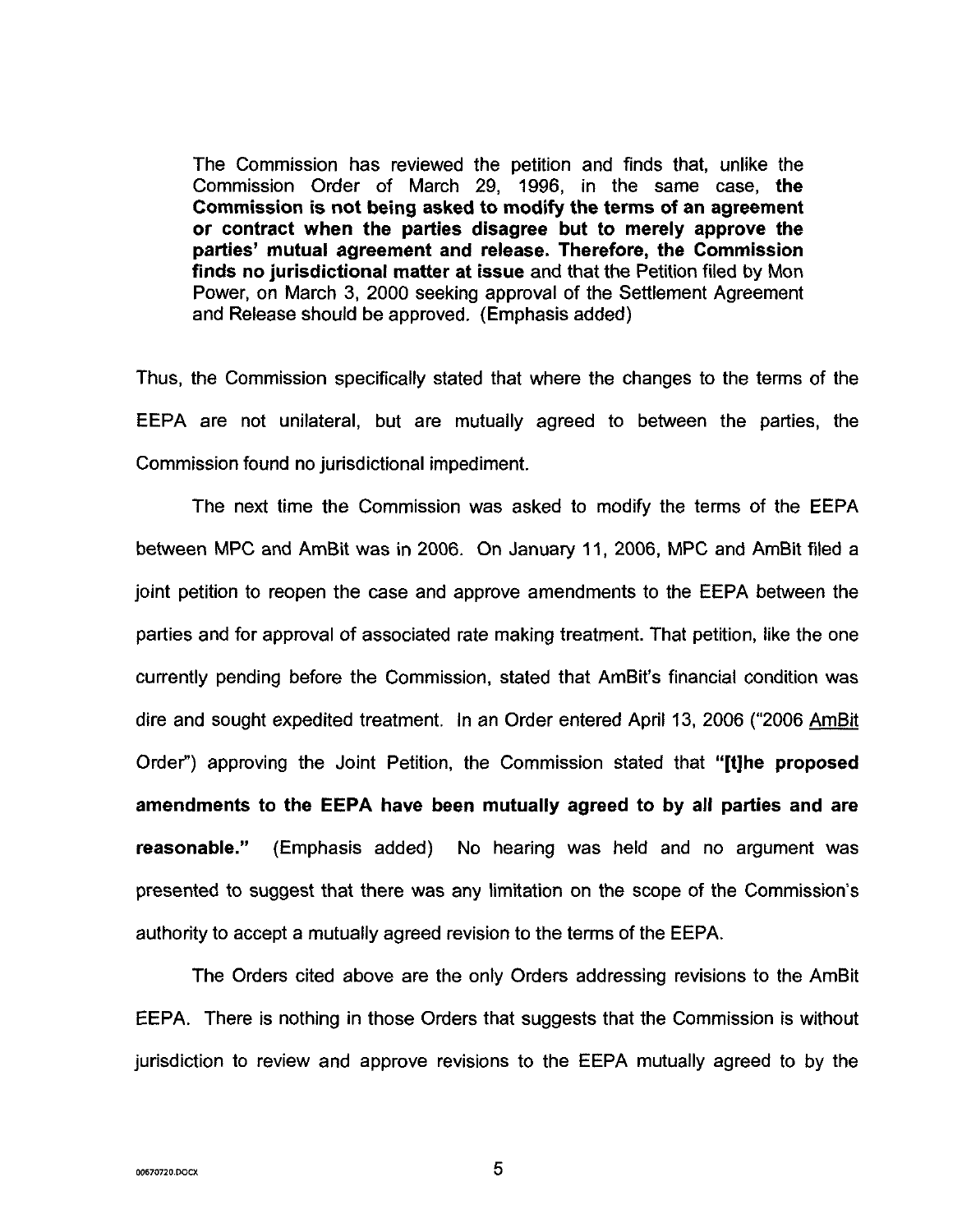> The Commission has reviewed the petition and finds that, unlike the Commission Order of March 29, 1996, in the same case, **the Commission is not being asked to modify the terms of an agreement or contract when the parties disagree but to merely approve the parties' mutual agreement and release. Therefore, the Commission finds no jurisdictional matter at issue** and that the Petition filed by Mon Power, on March 3, 2000 seeking approval of the Settlement Agreement and Release should be approved. (Emphasis added)

Thus, the Commission specifically stated that where the changes to the terms of the EEPA are not unilateral, but are mutually agreed to between the parties, the Commission found no jurisdictional impediment.

The next time the Commission was asked to modify the terms of the EEPA between MPC and AmBit was in 2006. On January 11, 2006, MPC and AmBit filed a joint petition to reopen the case and approve amendments to the EEPA between the parties and for approval of associated rate making treatment. That petition, like the one currently pending before the Commission, stated that AmBit's financial condition was dire and sought expedited treatment. In an Order entered April 13, 2006 ("2006 AmBit Order") approving the Joint Petition, the Commission stated that **"[t]he proposed amendments to the EEPA have been mutually agreed to by all parties and are reasonable."** (Emphasis added) No hearing was held and no argument was presented to suggest that there was any limitation on the scope of the Commission's authority to accept a mutually agreed revision to the terms of the EEPA.

The Orders cited above are the only Orders addressing revisions to the AmBit EEPA. There is nothing in those Orders that suggests that the Commission is without jurisdiction to review and approve revisions to the EEPA mutually agreed to by the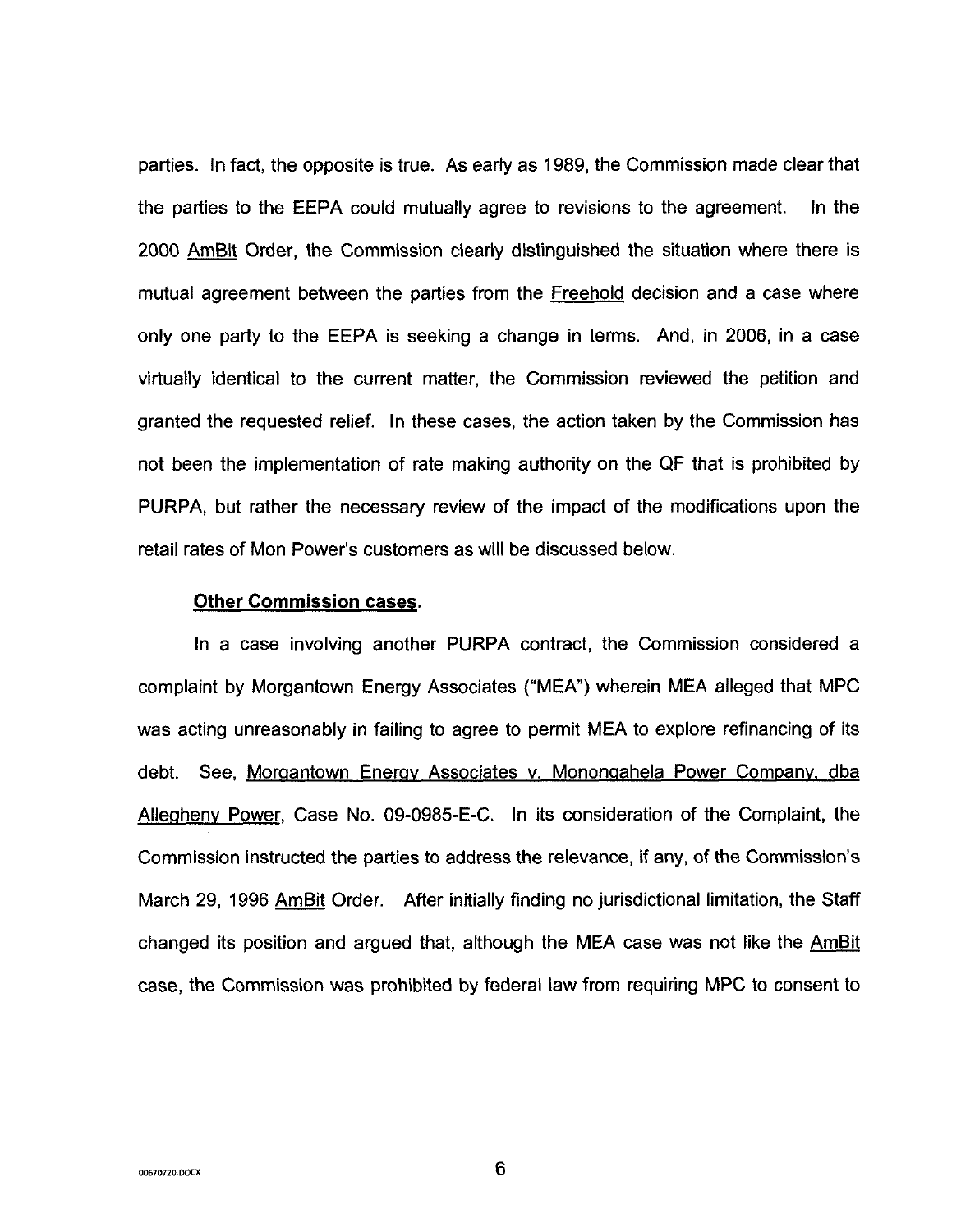parties. In fact, the opposite is true. As early as 1989, the Commission made clear that the parties to the EEPA could mutually agree to revisions to the agreement. In the 2000 AmBit Order, the Commission clearly distinguished the situation where there is mutual agreement between the parties from the Freehold decision and a case where only one party to the EEPA is seeking a change in terms. And, in 2006, in a case virtually identical to the current matter, the Commission reviewed the petition and granted the requested relief. In these cases, the action taken by the Commission has not been the implementation of rate making authority on the QF that is prohibited by PURPA, but rather the necessary review of the impact of the modifications upon the retail rates of Mon Power's customers as will be discussed below.

**Other Commission cases.**

In a case involving another PURPA contract, the Commission considered a complaint by Morgantown Energy Associates ("MEA") wherein MEA alleged that MPC was acting unreasonably in failing to agree to permit MEA to explore refinancing of its debt. See, Morgantown Energy Associates v. Monongahela Power Company, dba Allegheny Power, Case No. 09-0985-E-C. In its consideration of the Complaint, the Commission instructed the parties to address the relevance, if any, of the Commission's March 29, 1996 AmBit Order. After initially finding no jurisdictional limitation, the Staff changed its position and argued that, although the MEA case was not like the AmBit case, the Commission was prohibited by federal law from requiring MPC to consent to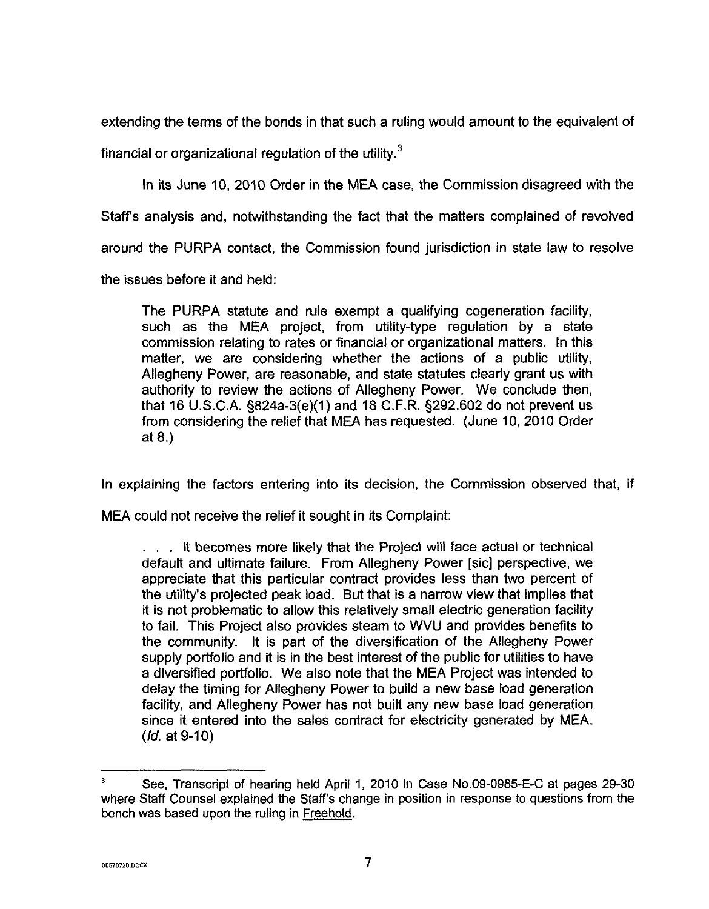extending the terms of the bonds in that such a ruling would amount to the equivalent of financial or organizational regulation of the utility.[3]

In its June 10, 2010 Order in the MEA case, the Commission disagreed with the Staff's analysis and, notwithstanding the fact that the matters complained of revolved around the PURPA contact, the Commission found jurisdiction in state law to resolve the issues before it and held:

> The PURPA statute and rule exempt a qualifying cogeneration facility, such as the MEA project, from utility-type regulation by a state commission relating to rates or financial or organizational matters. In this matter, we are considering whether the actions of a public utility, Allegheny Power, are reasonable, and state statutes clearly grant us with authority to review the actions of Allegheny Power. We conclude then, that 16 U.S.C.A. §824a-3(e)(1) and 18 C.F.R. §292.602 do not prevent us from considering the relief that MEA has requested. (June 10, 2010 Order at 8.)

In explaining the factors entering into its decision, the Commission observed that, if MEA could not receive the relief it sought in its Complaint:

> . . . it becomes more likely that the Project will face actual or technical default and ultimate failure. From Allegheny Power [sic] perspective, we appreciate that this particular contract provides less than two percent of the utility's projected peak load. But that is a narrow view that implies that it is not problematic to allow this relatively small electric generation facility to fail. This Project also provides steam to WVU and provides benefits to the community. It is part of the diversification of the Allegheny Power supply portfolio and it is in the best interest of the public for utilities to have a diversified portfolio. We also note that the MEA Project was intended to delay the timing for Allegheny Power to build a new base load generation facility, and Allegheny Power has not built any new base load generation since it entered into the sales contract for electricity generated by MEA. (*Id.* at 9-10)

---

[3] See, Transcript of hearing held April 1, 2010 in Case No.09-0985-E-C at pages 29-30 where Staff Counsel explained the Staff's change in position in response to questions from the bench was based upon the ruling in Freehold.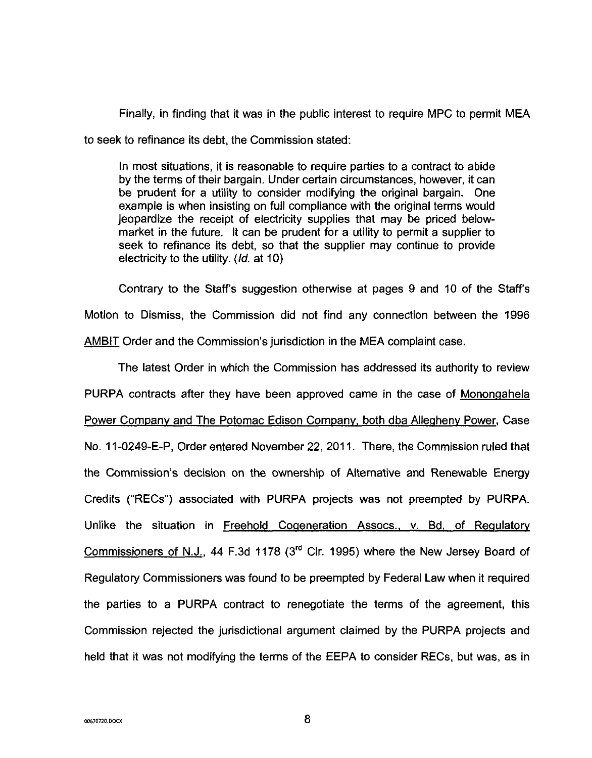Finally, in finding that it was in the public interest to require MPC to permit MEA to seek to refinance its debt, the Commission stated:

> In most situations, it is reasonable to require parties to a contract to abide by the terms of their bargain. Under certain circumstances, however, it can be prudent for a utility to consider modifying the original bargain. One example is when insisting on full compliance with the original terms would jeopardize the receipt of electricity supplies that may be priced below-market in the future. It can be prudent for a utility to permit a supplier to seek to refinance its debt, so that the supplier may continue to provide electricity to the utility. (*Id.* at 10)

Contrary to the Staff's suggestion otherwise at pages 9 and 10 of the Staff's Motion to Dismiss, the Commission did not find any connection between the 1996 AMBIT Order and the Commission's jurisdiction in the MEA complaint case.

The latest Order in which the Commission has addressed its authority to review PURPA contracts after they have been approved came in the case of Monongahela Power Company and The Potomac Edison Company, both dba Allegheny Power, Case No. 11-0249-E-P, Order entered November 22, 2011. There, the Commission ruled that the Commission's decision on the ownership of Alternative and Renewable Energy Credits ("RECs") associated with PURPA projects was not preempted by PURPA. Unlike the situation in Freehold Cogeneration Assocs., v. Bd. of Regulatory Commissioners of N.J., 44 F.3d 1178 (3rd Cir. 1995) where the New Jersey Board of Regulatory Commissioners was found to be preempted by Federal Law when it required the parties to a PURPA contract to renegotiate the terms of the agreement, this Commission rejected the jurisdictional argument claimed by the PURPA projects and held that it was not modifying the terms of the EEPA to consider RECs, but was, as in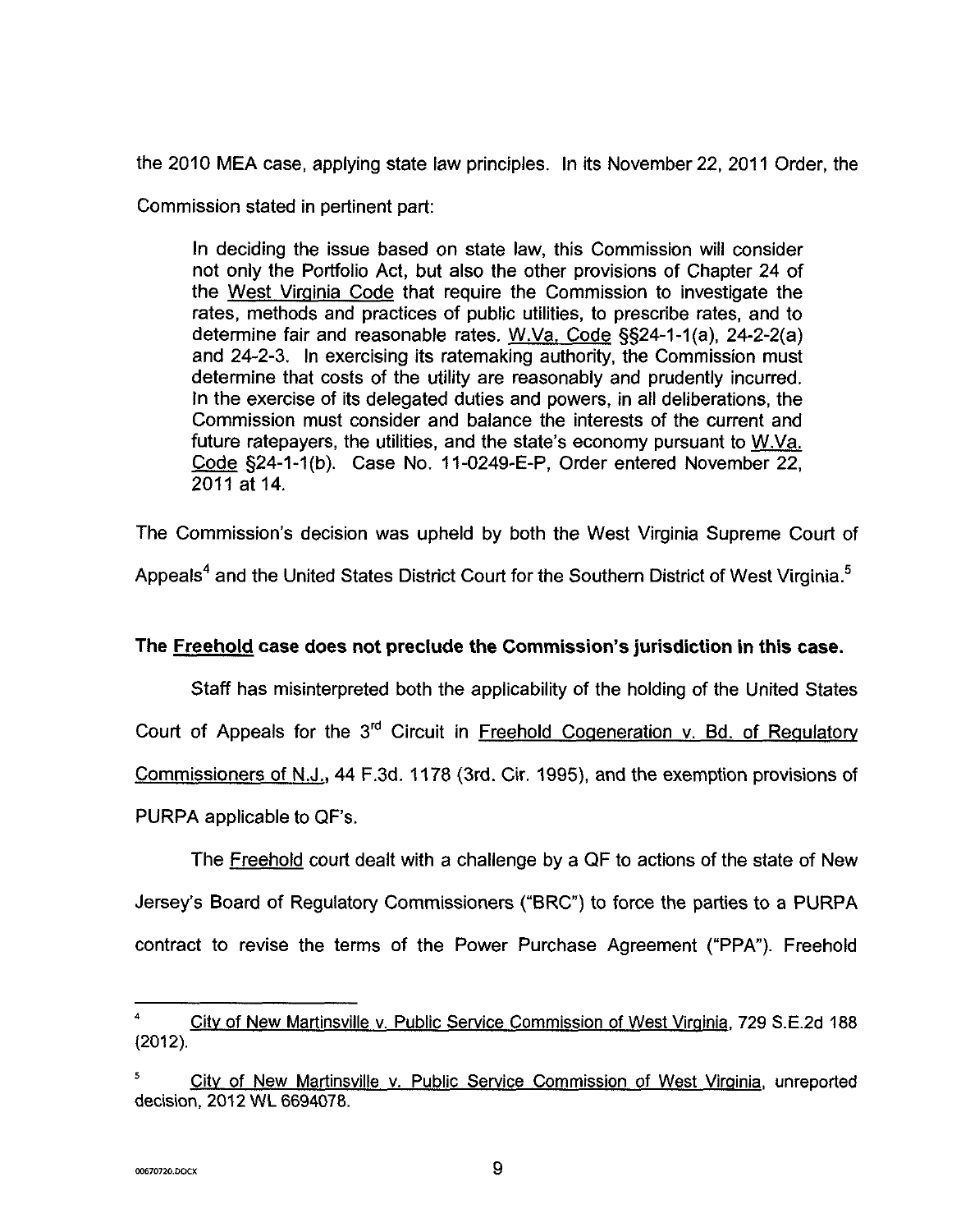the 2010 MEA case, applying state law principles. In its November 22, 2011 Order, the Commission stated in pertinent part:

> In deciding the issue based on state law, this Commission will consider not only the Portfolio Act, but also the other provisions of Chapter 24 of the West Virginia Code that require the Commission to investigate the rates, methods and practices of public utilities, to prescribe rates, and to determine fair and reasonable rates. W.Va. Code §§24-1-1(a), 24-2-2(a) and 24-2-3. In exercising its ratemaking authority, the Commission must determine that costs of the utility are reasonably and prudently incurred. In the exercise of its delegated duties and powers, in all deliberations, the Commission must consider and balance the interests of the current and future ratepayers, the utilities, and the state's economy pursuant to W.Va. Code §24-1-1(b). Case No. 11-0249-E-P, Order entered November 22, 2011 at 14.

The Commission's decision was upheld by both the West Virginia Supreme Court of Appeals[4] and the United States District Court for the Southern District of West Virginia.[5]

**The Freehold case does not preclude the Commission's jurisdiction in this case.**

Staff has misinterpreted both the applicability of the holding of the United States Court of Appeals for the 3rd Circuit in Freehold Cogeneration v. Bd. of Regulatory Commissioners of N.J., 44 F.3d. 1178 (3rd. Cir. 1995), and the exemption provisions of PURPA applicable to QF's.

The Freehold court dealt with a challenge by a QF to actions of the state of New Jersey's Board of Regulatory Commissioners ("BRC") to force the parties to a PURPA contract to revise the terms of the Power Purchase Agreement ("PPA"). Freehold

---

[4] City of New Martinsville v. Public Service Commission of West Virginia, 729 S.E.2d 188 (2012).

[5] City of New Martinsville v. Public Service Commission of West Virginia, unreported decision, 2012 WL 6694078.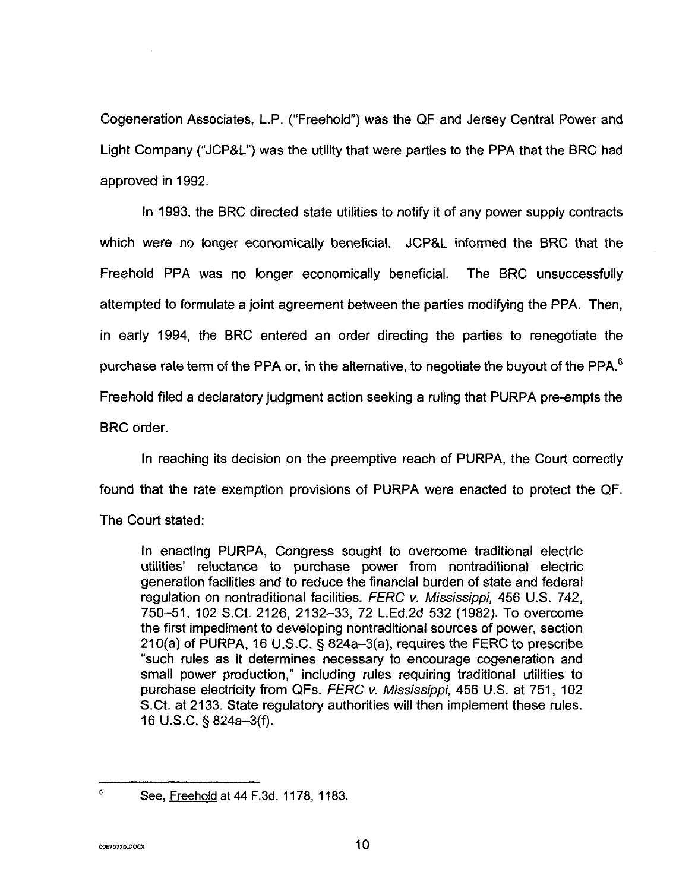Cogeneration Associates, L.P. ("Freehold") was the QF and Jersey Central Power and Light Company ("JCP&L") was the utility that were parties to the PPA that the BRC had approved in 1992.

In 1993, the BRC directed state utilities to notify it of any power supply contracts which were no longer economically beneficial. JCP&L informed the BRC that the Freehold PPA was no longer economically beneficial. The BRC unsuccessfully attempted to formulate a joint agreement between the parties modifying the PPA. Then, in early 1994, the BRC entered an order directing the parties to renegotiate the purchase rate term of the PPA or, in the alternative, to negotiate the buyout of the PPA.[6] Freehold filed a declaratory judgment action seeking a ruling that PURPA pre-empts the BRC order.

In reaching its decision on the preemptive reach of PURPA, the Court correctly found that the rate exemption provisions of PURPA were enacted to protect the QF. The Court stated:

> In enacting PURPA, Congress sought to overcome traditional electric utilities' reluctance to purchase power from nontraditional electric generation facilities and to reduce the financial burden of state and federal regulation on nontraditional facilities. *FERC v. Mississippi,* 456 U.S. 742, 750–51, 102 S.Ct. 2126, 2132–33, 72 L.Ed.2d 532 (1982). To overcome the first impediment to developing nontraditional sources of power, section 210(a) of PURPA, 16 U.S.C. § 824a–3(a), requires the FERC to prescribe "such rules as it determines necessary to encourage cogeneration and small power production," including rules requiring traditional utilities to purchase electricity from QFs. *FERC v. Mississippi,* 456 U.S. at 751, 102 S.Ct. at 2133. State regulatory authorities will then implement these rules. 16 U.S.C. § 824a–3(f).

---

[6] See, Freehold at 44 F.3d. 1178, 1183.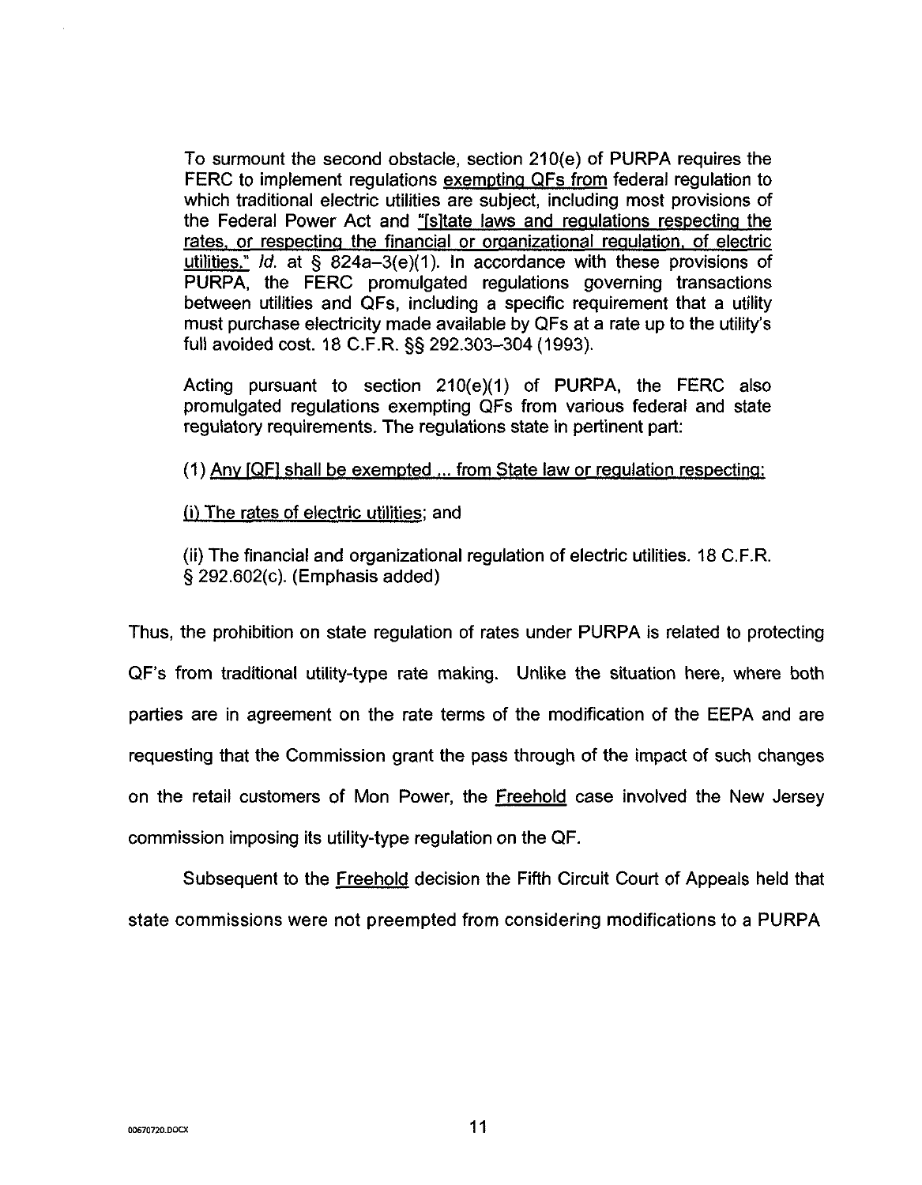> To surmount the second obstacle, section 210(e) of PURPA requires the FERC to implement regulations exempting QFs from federal regulation to which traditional electric utilities are subject, including most provisions of the Federal Power Act and "[s]tate laws and regulations respecting the rates, or respecting the financial or organizational regulation, of electric utilities." *Id.* at § 824a–3(e)(1). In accordance with these provisions of PURPA, the FERC promulgated regulations governing transactions between utilities and QFs, including a specific requirement that a utility must purchase electricity made available by QFs at a rate up to the utility's full avoided cost. 18 C.F.R. §§ 292.303–304 (1993).
>
> Acting pursuant to section 210(e)(1) of PURPA, the FERC also promulgated regulations exempting QFs from various federal and state regulatory requirements. The regulations state in pertinent part:
>
> (1) Any [QF] shall be exempted ... from State law or regulation respecting:
>
> (i) The rates of electric utilities; and
>
> (ii) The financial and organizational regulation of electric utilities. 18 C.F.R. § 292.602(c). (Emphasis added)

Thus, the prohibition on state regulation of rates under PURPA is related to protecting QF's from traditional utility-type rate making. Unlike the situation here, where both parties are in agreement on the rate terms of the modification of the EEPA and are requesting that the Commission grant the pass through of the impact of such changes on the retail customers of Mon Power, the Freehold case involved the New Jersey commission imposing its utility-type regulation on the QF.

Subsequent to the Freehold decision the Fifth Circuit Court of Appeals held that state commissions were not preempted from considering modifications to a PURPA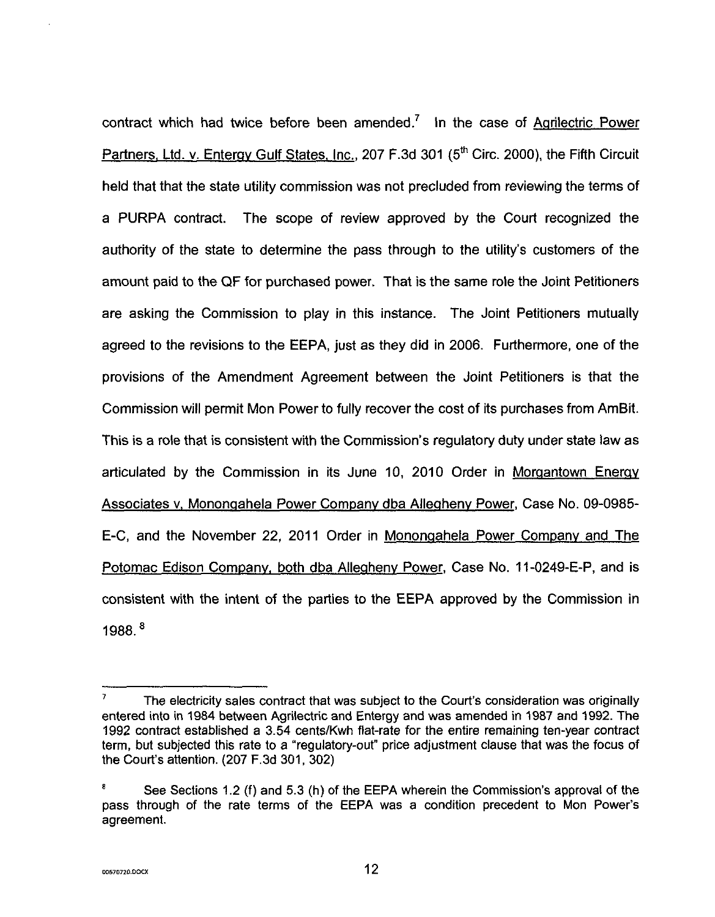contract which had twice before been amended.[7] In the case of Agrilectric Power Partners, Ltd. v. Entergy Gulf States, Inc., 207 F.3d 301 (5th Circ. 2000), the Fifth Circuit held that that the state utility commission was not precluded from reviewing the terms of a PURPA contract. The scope of review approved by the Court recognized the authority of the state to determine the pass through to the utility's customers of the amount paid to the QF for purchased power. That is the same role the Joint Petitioners are asking the Commission to play in this instance. The Joint Petitioners mutually agreed to the revisions to the EEPA, just as they did in 2006. Furthermore, one of the provisions of the Amendment Agreement between the Joint Petitioners is that the Commission will permit Mon Power to fully recover the cost of its purchases from AmBit. This is a role that is consistent with the Commission's regulatory duty under state law as articulated by the Commission in its June 10, 2010 Order in Morgantown Energy Associates v. Monongahela Power Company dba Allegheny Power, Case No. 09-0985-E-C, and the November 22, 2011 Order in Monongahela Power Company and The Potomac Edison Company, both dba Allegheny Power, Case No. 11-0249-E-P, and is consistent with the intent of the parties to the EEPA approved by the Commission in 1988.[8]

---

[7] The electricity sales contract that was subject to the Court's consideration was originally entered into in 1984 between Agrilectric and Entergy and was amended in 1987 and 1992. The 1992 contract established a 3.54 cents/Kwh flat-rate for the entire remaining ten-year contract term, but subjected this rate to a "regulatory-out" price adjustment clause that was the focus of the Court's attention. (207 F.3d 301, 302)

[8] See Sections 1.2 (f) and 5.3 (h) of the EEPA wherein the Commission's approval of the pass through of the rate terms of the EEPA was a condition precedent to Mon Power's agreement.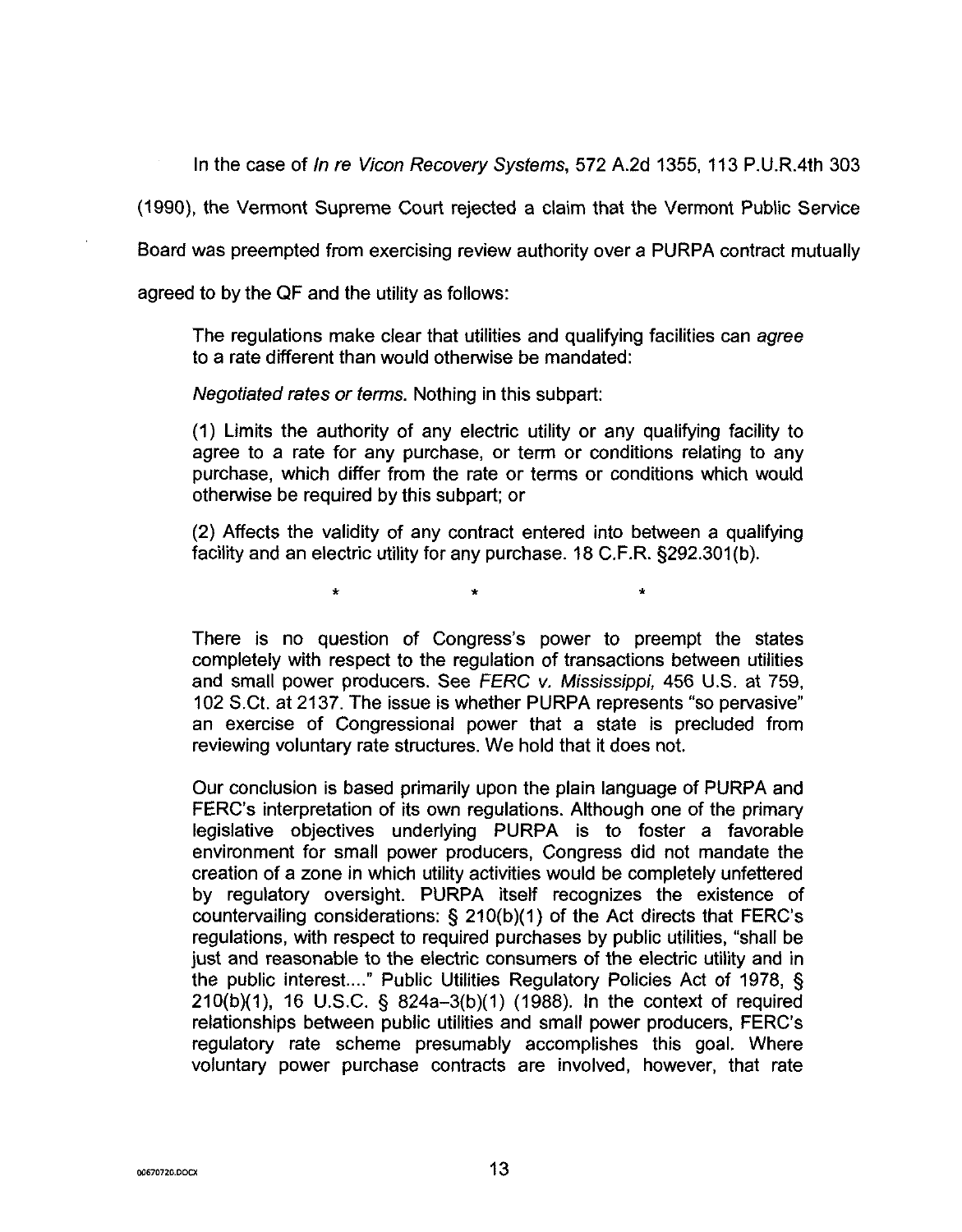In the case of *In re Vicon Recovery Systems*, 572 A.2d 1355, 113 P.U.R.4th 303 (1990), the Vermont Supreme Court rejected a claim that the Vermont Public Service Board was preempted from exercising review authority over a PURPA contract mutually agreed to by the QF and the utility as follows:

> The regulations make clear that utilities and qualifying facilities can *agree* to a rate different than would otherwise be mandated:
>
> *Negotiated rates or terms.* Nothing in this subpart:
>
> (1) Limits the authority of any electric utility or any qualifying facility to agree to a rate for any purchase, or term or conditions relating to any purchase, which differ from the rate or terms or conditions which would otherwise be required by this subpart; or
>
> (2) Affects the validity of any contract entered into between a qualifying facility and an electric utility for any purchase. 18 C.F.R. §292.301(b).
>
> \* \* \*
>
> There is no question of Congress's power to preempt the states completely with respect to the regulation of transactions between utilities and small power producers. See *FERC v. Mississippi*, 456 U.S. at 759, 102 S.Ct. at 2137. The issue is whether PURPA represents "so pervasive" an exercise of Congressional power that a state is precluded from reviewing voluntary rate structures. We hold that it does not.
>
> Our conclusion is based primarily upon the plain language of PURPA and FERC's interpretation of its own regulations. Although one of the primary legislative objectives underlying PURPA is to foster a favorable environment for small power producers, Congress did not mandate the creation of a zone in which utility activities would be completely unfettered by regulatory oversight. PURPA itself recognizes the existence of countervailing considerations: § 210(b)(1) of the Act directs that FERC's regulations, with respect to required purchases by public utilities, "shall be just and reasonable to the electric consumers of the electric utility and in the public interest...." Public Utilities Regulatory Policies Act of 1978, § 210(b)(1), 16 U.S.C. § 824a–3(b)(1) (1988). In the context of required relationships between public utilities and small power producers, FERC's regulatory rate scheme presumably accomplishes this goal. Where voluntary power purchase contracts are involved, however, that rate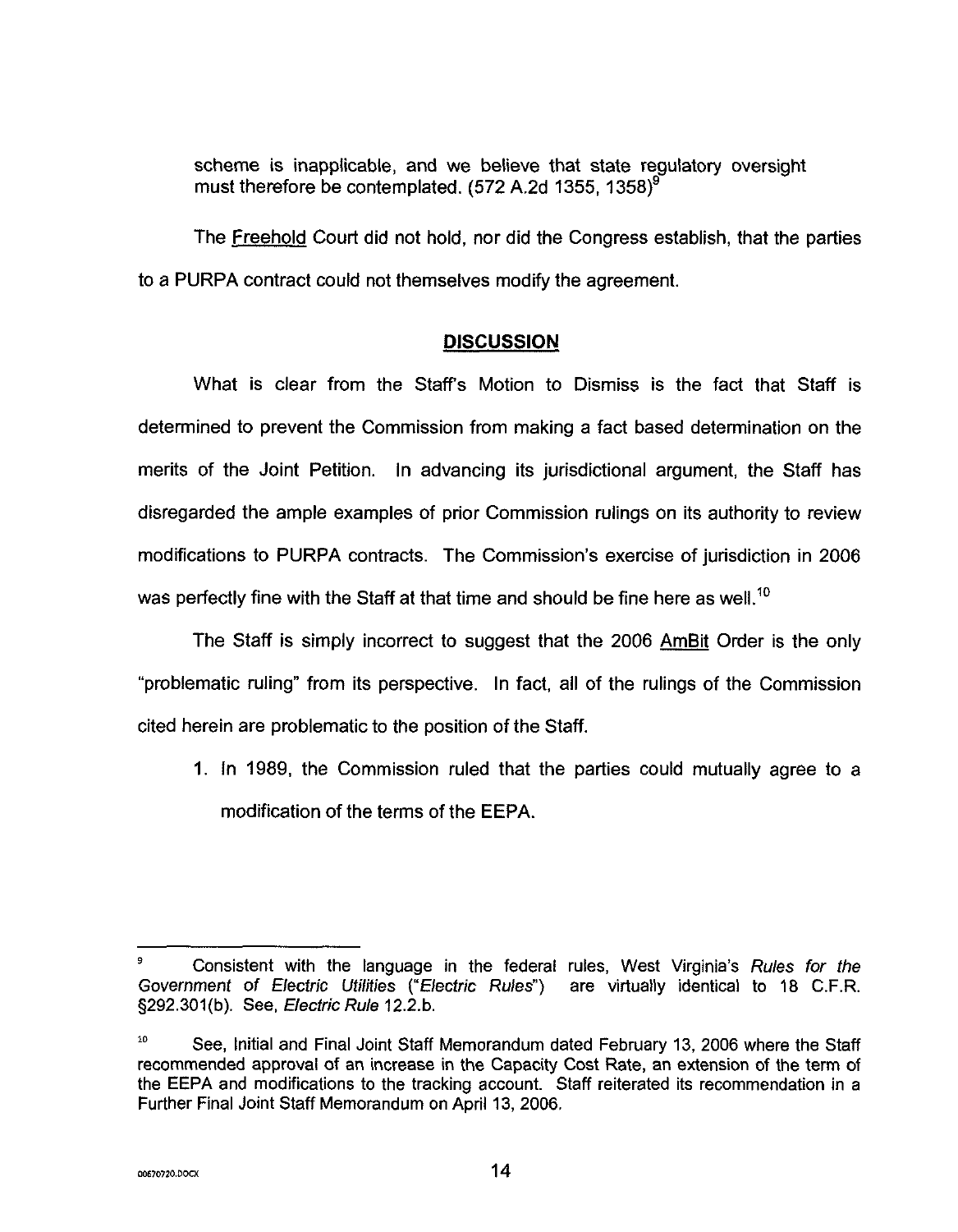scheme is inapplicable, and we believe that state regulatory oversight must therefore be contemplated. (572 A.2d 1355, 1358)[9]

The Freehold Court did not hold, nor did the Congress establish, that the parties to a PURPA contract could not themselves modify the agreement.

## DISCUSSION

What is clear from the Staff's Motion to Dismiss is the fact that Staff is determined to prevent the Commission from making a fact based determination on the merits of the Joint Petition. In advancing its jurisdictional argument, the Staff has disregarded the ample examples of prior Commission rulings on its authority to review modifications to PURPA contracts. The Commission's exercise of jurisdiction in 2006 was perfectly fine with the Staff at that time and should be fine here as well.[10]

The Staff is simply incorrect to suggest that the 2006 AmBit Order is the only "problematic ruling" from its perspective. In fact, all of the rulings of the Commission cited herein are problematic to the position of the Staff.

1. In 1989, the Commission ruled that the parties could mutually agree to a modification of the terms of the EEPA.

---

[9] Consistent with the language in the federal rules, West Virginia's *Rules for the Government of Electric Utilities* ("*Electric Rules*") are virtually identical to 18 C.F.R. §292.301(b). See, *Electric Rule* 12.2.b.

[10] See, Initial and Final Joint Staff Memorandum dated February 13, 2006 where the Staff recommended approval of an increase in the Capacity Cost Rate, an extension of the term of the EEPA and modifications to the tracking account. Staff reiterated its recommendation in a Further Final Joint Staff Memorandum on April 13, 2006.

00670720.DOCX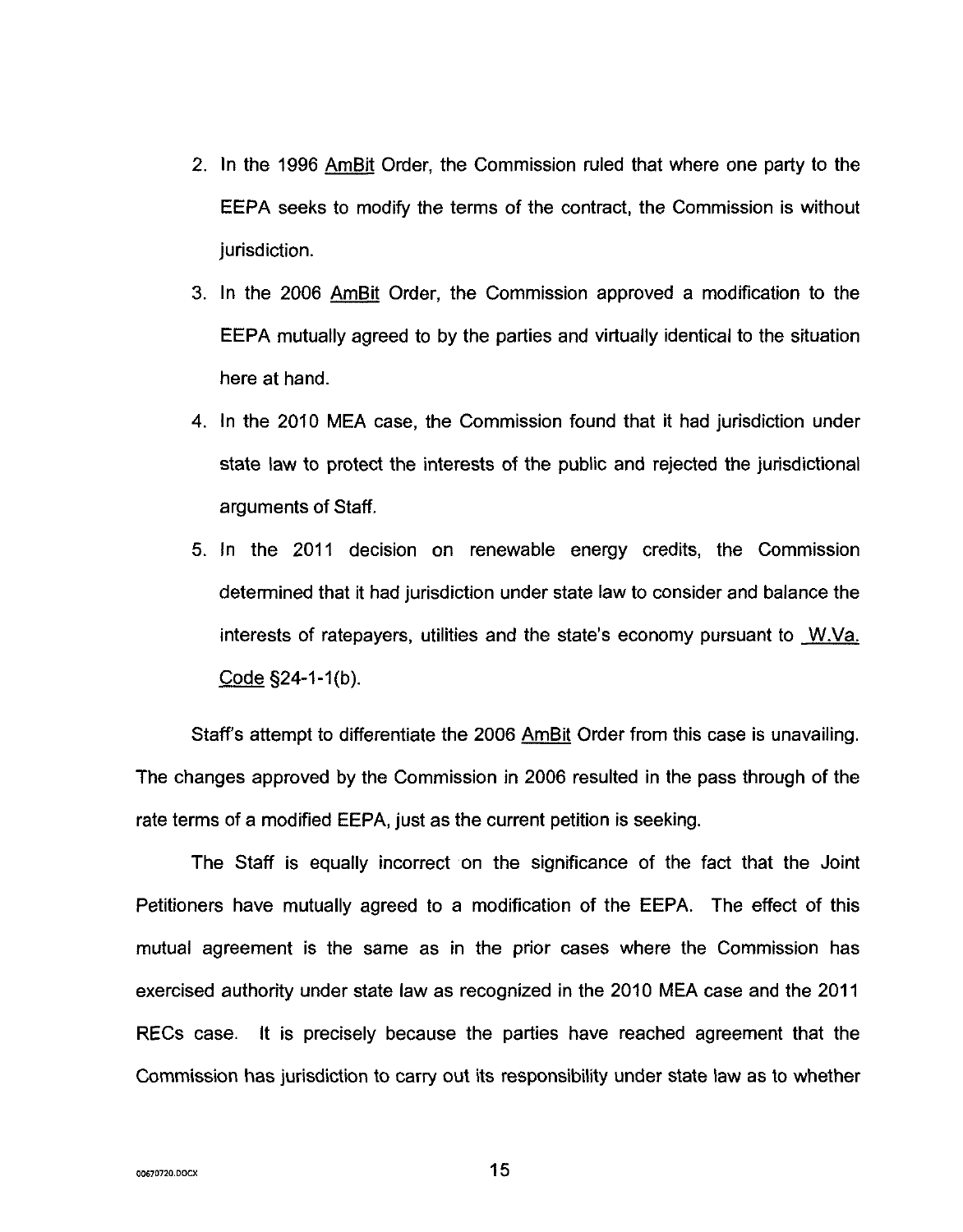2. In the 1996 AmBit Order, the Commission ruled that where one party to the EEPA seeks to modify the terms of the contract, the Commission is without jurisdiction.

3. In the 2006 AmBit Order, the Commission approved a modification to the EEPA mutually agreed to by the parties and virtually identical to the situation here at hand.

4. In the 2010 MEA case, the Commission found that it had jurisdiction under state law to protect the interests of the public and rejected the jurisdictional arguments of Staff.

5. In the 2011 decision on renewable energy credits, the Commission determined that it had jurisdiction under state law to consider and balance the interests of ratepayers, utilities and the state's economy pursuant to W.Va. Code §24-1-1(b).

Staff's attempt to differentiate the 2006 AmBit Order from this case is unavailing. The changes approved by the Commission in 2006 resulted in the pass through of the rate terms of a modified EEPA, just as the current petition is seeking.

The Staff is equally incorrect on the significance of the fact that the Joint Petitioners have mutually agreed to a modification of the EEPA. The effect of this mutual agreement is the same as in the prior cases where the Commission has exercised authority under state law as recognized in the 2010 MEA case and the 2011 RECs case. It is precisely because the parties have reached agreement that the Commission has jurisdiction to carry out its responsibility under state law as to whether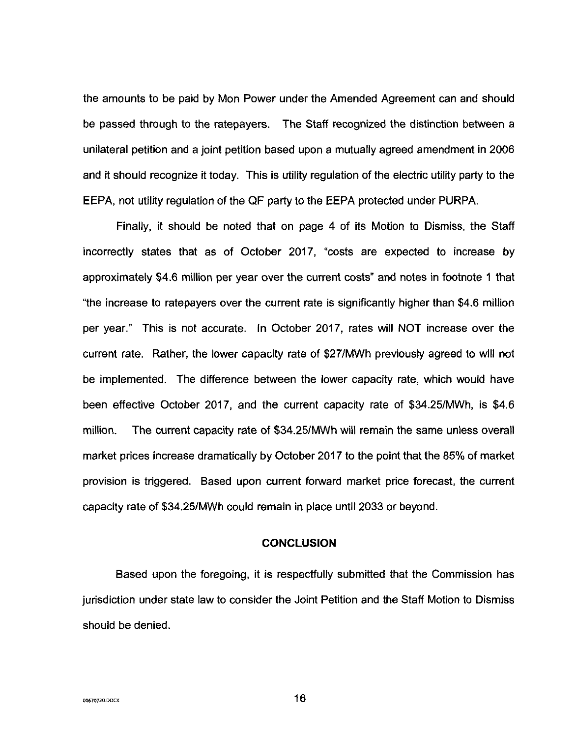the amounts to be paid by Mon Power under the Amended Agreement can and should be passed through to the ratepayers. The Staff recognized the distinction between a unilateral petition and a joint petition based upon a mutually agreed amendment in 2006 and it should recognize it today. This is utility regulation of the electric utility party to the EEPA, not utility regulation of the QF party to the EEPA protected under PURPA.

Finally, it should be noted that on page 4 of its Motion to Dismiss, the Staff incorrectly states that as of October 2017, "costs are expected to increase by approximately $4.6 million per year over the current costs" and notes in footnote 1 that "the increase to ratepayers over the current rate is significantly higher than $4.6 million per year." This is not accurate. In October 2017, rates will NOT increase over the current rate. Rather, the lower capacity rate of $27/MWh previously agreed to will not be implemented. The difference between the lower capacity rate, which would have been effective October 2017, and the current capacity rate of $34.25/MWh, is $4.6 million. The current capacity rate of $34.25/MWh will remain the same unless overall market prices increase dramatically by October 2017 to the point that the 85% of market provision is triggered. Based upon current forward market price forecast, the current capacity rate of $34.25/MWh could remain in place until 2033 or beyond.

## CONCLUSION

Based upon the foregoing, it is respectfully submitted that the Commission has jurisdiction under state law to consider the Joint Petition and the Staff Motion to Dismiss should be denied.

00670720.DOCX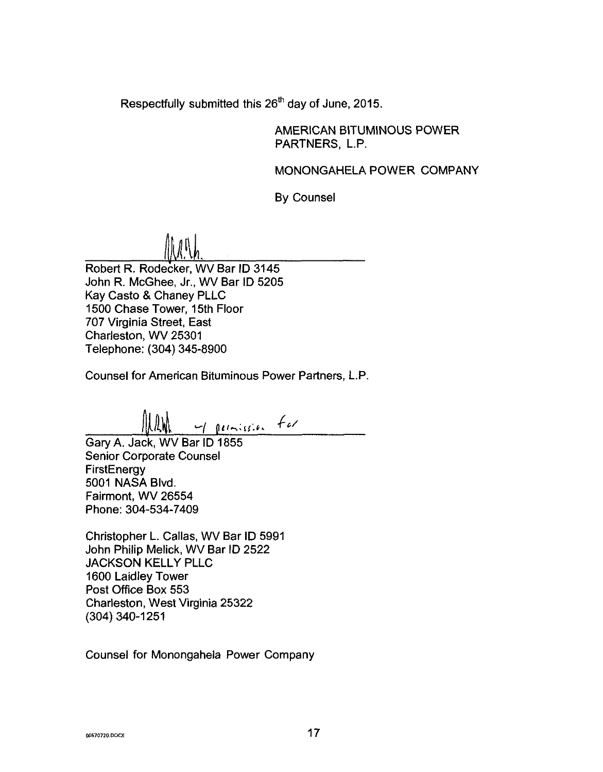Respectfully submitted this 26th day of June, 2015.

AMERICAN BITUMINOUS POWER PARTNERS, L.P.

MONONGAHELA POWER COMPANY

By Counsel

_______________________________

Robert R. Rodecker, WV Bar ID 3145
John R. McGhee, Jr., WV Bar ID 5205
Kay Casto & Chaney PLLC
1500 Chase Tower, 15th Floor
707 Virginia Street, East
Charleston, WV 25301
Telephone: (304) 345-8900

Counsel for American Bituminous Power Partners, L.P.

_______________ w/ permission for

Gary A. Jack, WV Bar ID 1855
Senior Corporate Counsel
FirstEnergy
5001 NASA Blvd.
Fairmont, WV 26554
Phone: 304-534-7409

Christopher L. Callas, WV Bar ID 5991
John Philip Melick, WV Bar ID 2522
JACKSON KELLY PLLC
1600 Laidley Tower
Post Office Box 553
Charleston, West Virginia 25322
(304) 340-1251

Counsel for Monongahela Power Company

00670720.DOCX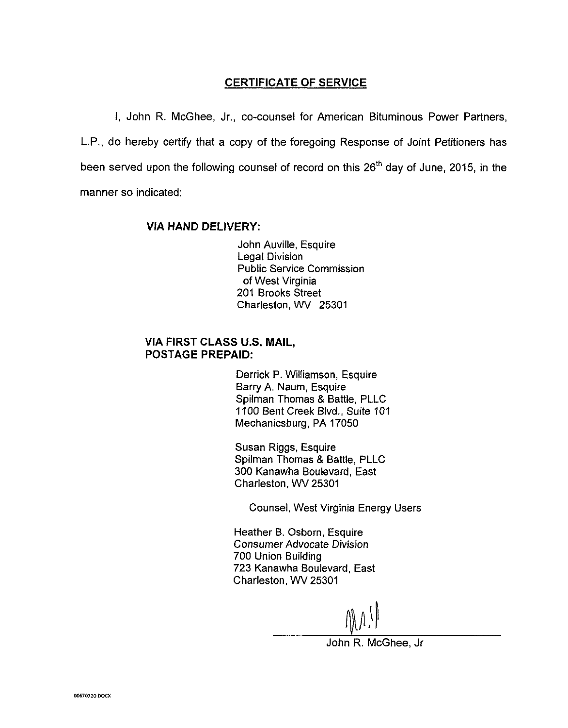## CERTIFICATE OF SERVICE

I, John R. McGhee, Jr., co-counsel for American Bituminous Power Partners, L.P., do hereby certify that a copy of the foregoing Response of Joint Petitioners has been served upon the following counsel of record on this 26th day of June, 2015, in the manner so indicated:

**VIA HAND DELIVERY:**

John Auville, Esquire
Legal Division
Public Service Commission
of West Virginia
201 Brooks Street
Charleston, WV 25301

**VIA FIRST CLASS U.S. MAIL, POSTAGE PREPAID:**

Derrick P. Williamson, Esquire
Barry A. Naum, Esquire
Spilman Thomas & Battle, PLLC
1100 Bent Creek Blvd., Suite 101
Mechanicsburg, PA 17050

Susan Riggs, Esquire
Spilman Thomas & Battle, PLLC
300 Kanawha Boulevard, East
Charleston, WV 25301

Counsel, West Virginia Energy Users

Heather B. Osborn, Esquire
*Consumer Advocate Division*
700 Union Building
723 Kanawha Boulevard, East
Charleston, WV 25301

John R. McGhee, Jr

00670720.DOCX